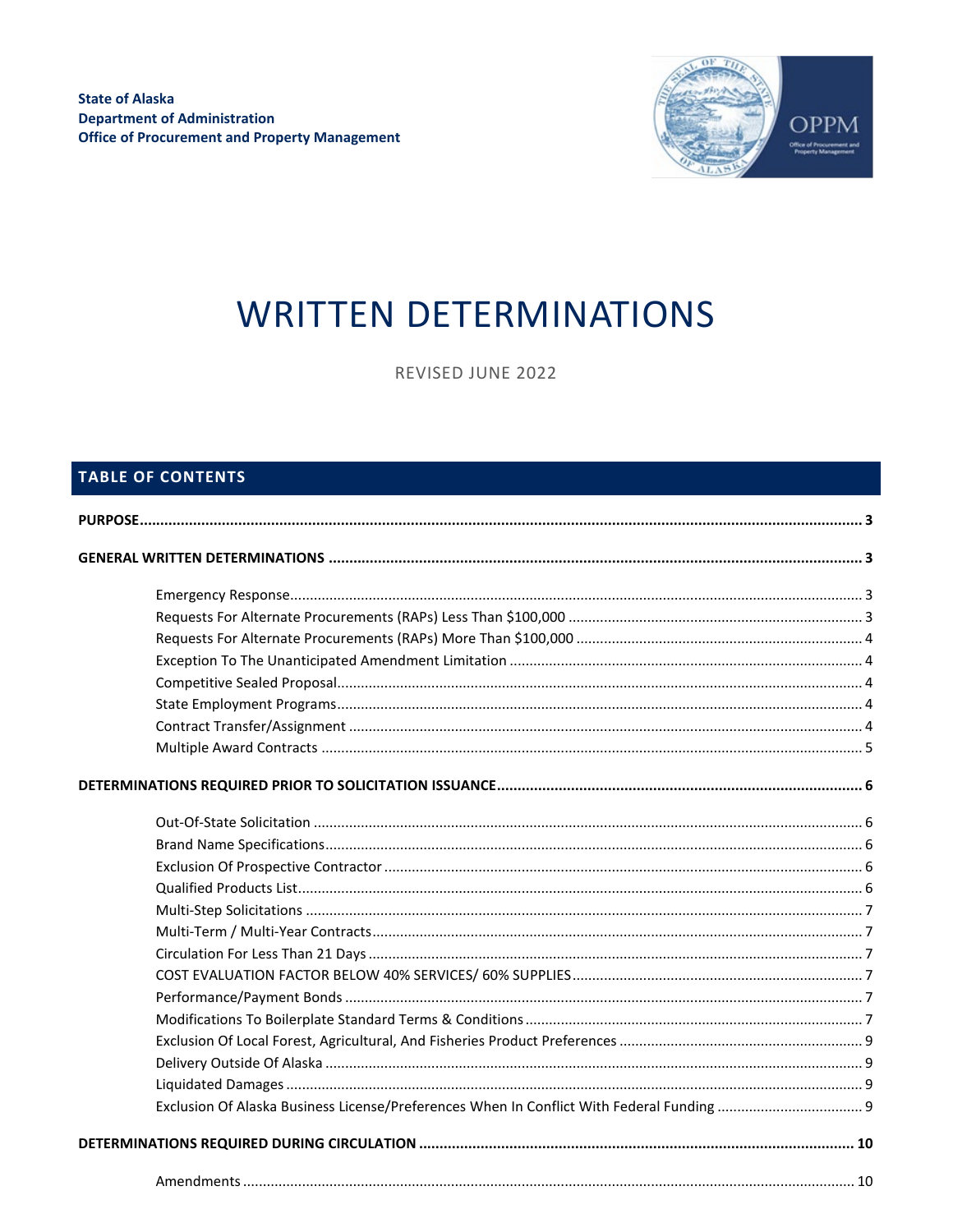**State of Alaska**
**Department of Administration**
**Office of Procurement and Property Management**

# WRITTEN DETERMINATIONS

REVISED JUNE 2022

## TABLE OF CONTENTS

**PURPOSE** ..... 3

**GENERAL WRITTEN DETERMINATIONS** ..... 3

- Emergency Response ..... 3
- Requests For Alternate Procurements (RAPs) Less Than $100,000 ..... 3
- Requests For Alternate Procurements (RAPs) More Than $100,000 ..... 4
- Exception To The Unanticipated Amendment Limitation ..... 4
- Competitive Sealed Proposal ..... 4
- State Employment Programs ..... 4
- Contract Transfer/Assignment ..... 4
- Multiple Award Contracts ..... 5

**DETERMINATIONS REQUIRED PRIOR TO SOLICITATION ISSUANCE** ..... 6

- Out-Of-State Solicitation ..... 6
- Brand Name Specifications ..... 6
- Exclusion Of Prospective Contractor ..... 6
- Qualified Products List ..... 6
- Multi-Step Solicitations ..... 7
- Multi-Term / Multi-Year Contracts ..... 7
- Circulation For Less Than 21 Days ..... 7
- COST EVALUATION FACTOR BELOW 40% SERVICES/ 60% SUPPLIES ..... 7
- Performance/Payment Bonds ..... 7
- Modifications To Boilerplate Standard Terms & Conditions ..... 7
- Exclusion Of Local Forest, Agricultural, And Fisheries Product Preferences ..... 9
- Delivery Outside Of Alaska ..... 9
- Liquidated Damages ..... 9
- Exclusion Of Alaska Business License/Preferences When In Conflict With Federal Funding ..... 9

**DETERMINATIONS REQUIRED DURING CIRCULATION** ..... 10

- Amendments ..... 10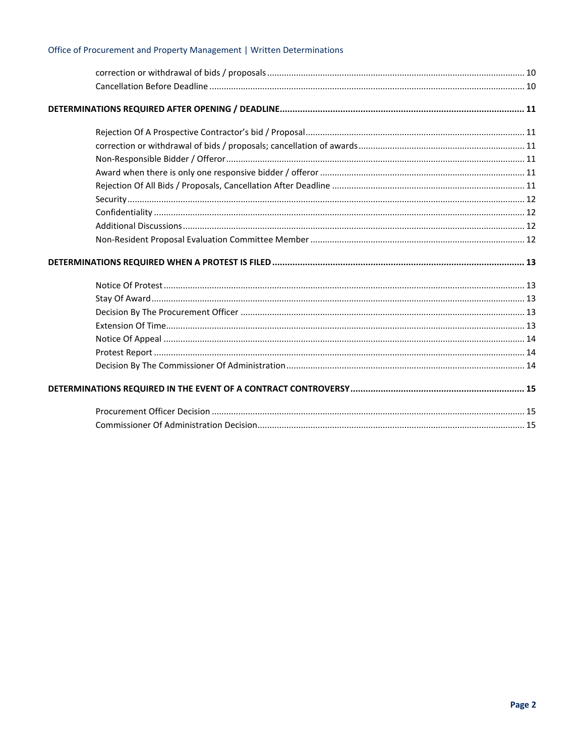correction or withdrawal of bids / proposals ..... 10
Cancellation Before Deadline ..... 10

**DETERMINATIONS REQUIRED AFTER OPENING / DEADLINE ..... 11**

Rejection Of A Prospective Contractor's bid / Proposal ..... 11
correction or withdrawal of bids / proposals; cancellation of awards ..... 11
Non-Responsible Bidder / Offeror ..... 11
Award when there is only one responsive bidder / offeror ..... 11
Rejection Of All Bids / Proposals, Cancellation After Deadline ..... 11
Security ..... 12
Confidentiality ..... 12
Additional Discussions ..... 12
Non-Resident Proposal Evaluation Committee Member ..... 12

**DETERMINATIONS REQUIRED WHEN A PROTEST IS FILED ..... 13**

Notice Of Protest ..... 13
Stay Of Award ..... 13
Decision By The Procurement Officer ..... 13
Extension Of Time ..... 13
Notice Of Appeal ..... 14
Protest Report ..... 14
Decision By The Commissioner Of Administration ..... 14

**DETERMINATIONS REQUIRED IN THE EVENT OF A CONTRACT CONTROVERSY ..... 15**

Procurement Officer Decision ..... 15
Commissioner Of Administration Decision ..... 15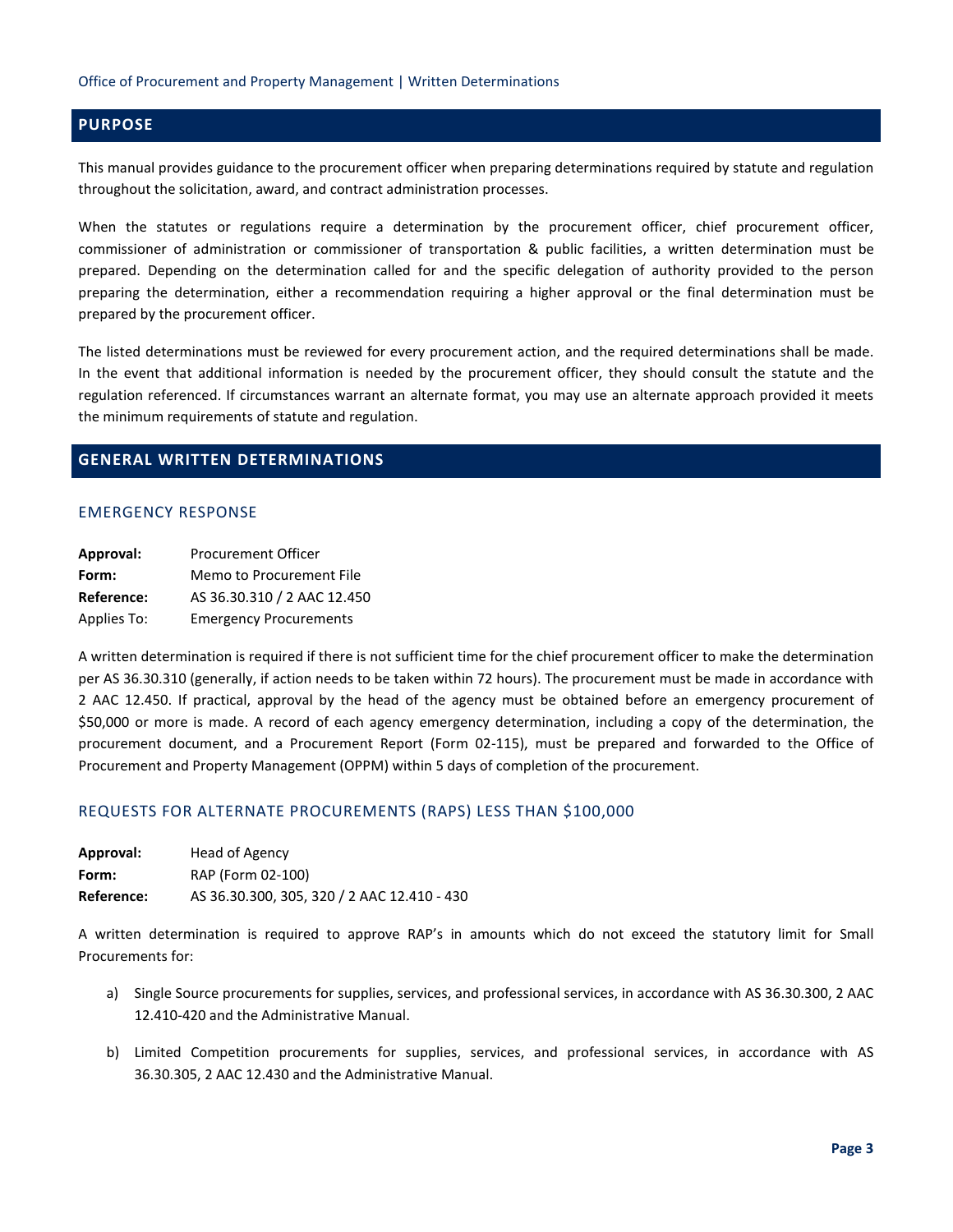## PURPOSE

This manual provides guidance to the procurement officer when preparing determinations required by statute and regulation throughout the solicitation, award, and contract administration processes.

When the statutes or regulations require a determination by the procurement officer, chief procurement officer, commissioner of administration or commissioner of transportation & public facilities, a written determination must be prepared. Depending on the determination called for and the specific delegation of authority provided to the person preparing the determination, either a recommendation requiring a higher approval or the final determination must be prepared by the procurement officer.

The listed determinations must be reviewed for every procurement action, and the required determinations shall be made. In the event that additional information is needed by the procurement officer, they should consult the statute and the regulation referenced. If circumstances warrant an alternate format, you may use an alternate approach provided it meets the minimum requirements of statute and regulation.

## GENERAL WRITTEN DETERMINATIONS

### EMERGENCY RESPONSE

**Approval:** Procurement Officer
**Form:** Memo to Procurement File
**Reference:** AS 36.30.310 / 2 AAC 12.450
Applies To: Emergency Procurements

A written determination is required if there is not sufficient time for the chief procurement officer to make the determination per AS 36.30.310 (generally, if action needs to be taken within 72 hours). The procurement must be made in accordance with 2 AAC 12.450. If practical, approval by the head of the agency must be obtained before an emergency procurement of $50,000 or more is made. A record of each agency emergency determination, including a copy of the determination, the procurement document, and a Procurement Report (Form 02-115), must be prepared and forwarded to the Office of Procurement and Property Management (OPPM) within 5 days of completion of the procurement.

### REQUESTS FOR ALTERNATE PROCUREMENTS (RAPS) LESS THAN $100,000

**Approval:** Head of Agency
**Form:** RAP (Form 02-100)
**Reference:** AS 36.30.300, 305, 320 / 2 AAC 12.410 - 430

A written determination is required to approve RAP's in amounts which do not exceed the statutory limit for Small Procurements for:

a) Single Source procurements for supplies, services, and professional services, in accordance with AS 36.30.300, 2 AAC 12.410-420 and the Administrative Manual.

b) Limited Competition procurements for supplies, services, and professional services, in accordance with AS 36.30.305, 2 AAC 12.430 and the Administrative Manual.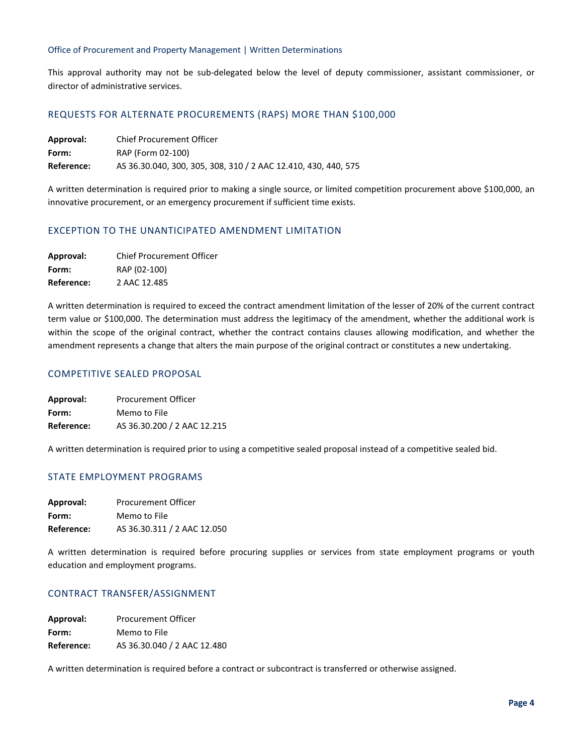This approval authority may not be sub-delegated below the level of deputy commissioner, assistant commissioner, or director of administrative services.

## REQUESTS FOR ALTERNATE PROCUREMENTS (RAPS) MORE THAN $100,000

**Approval:** Chief Procurement Officer
**Form:** RAP (Form 02-100)
**Reference:** AS 36.30.040, 300, 305, 308, 310 / 2 AAC 12.410, 430, 440, 575

A written determination is required prior to making a single source, or limited competition procurement above $100,000, an innovative procurement, or an emergency procurement if sufficient time exists.

## EXCEPTION TO THE UNANTICIPATED AMENDMENT LIMITATION

**Approval:** Chief Procurement Officer
**Form:** RAP (02-100)
**Reference:** 2 AAC 12.485

A written determination is required to exceed the contract amendment limitation of the lesser of 20% of the current contract term value or $100,000. The determination must address the legitimacy of the amendment, whether the additional work is within the scope of the original contract, whether the contract contains clauses allowing modification, and whether the amendment represents a change that alters the main purpose of the original contract or constitutes a new undertaking.

## COMPETITIVE SEALED PROPOSAL

**Approval:** Procurement Officer
**Form:** Memo to File
**Reference:** AS 36.30.200 / 2 AAC 12.215

A written determination is required prior to using a competitive sealed proposal instead of a competitive sealed bid.

## STATE EMPLOYMENT PROGRAMS

**Approval:** Procurement Officer
**Form:** Memo to File
**Reference:** AS 36.30.311 / 2 AAC 12.050

A written determination is required before procuring supplies or services from state employment programs or youth education and employment programs.

## CONTRACT TRANSFER/ASSIGNMENT

**Approval:** Procurement Officer
**Form:** Memo to File
**Reference:** AS 36.30.040 / 2 AAC 12.480

A written determination is required before a contract or subcontract is transferred or otherwise assigned.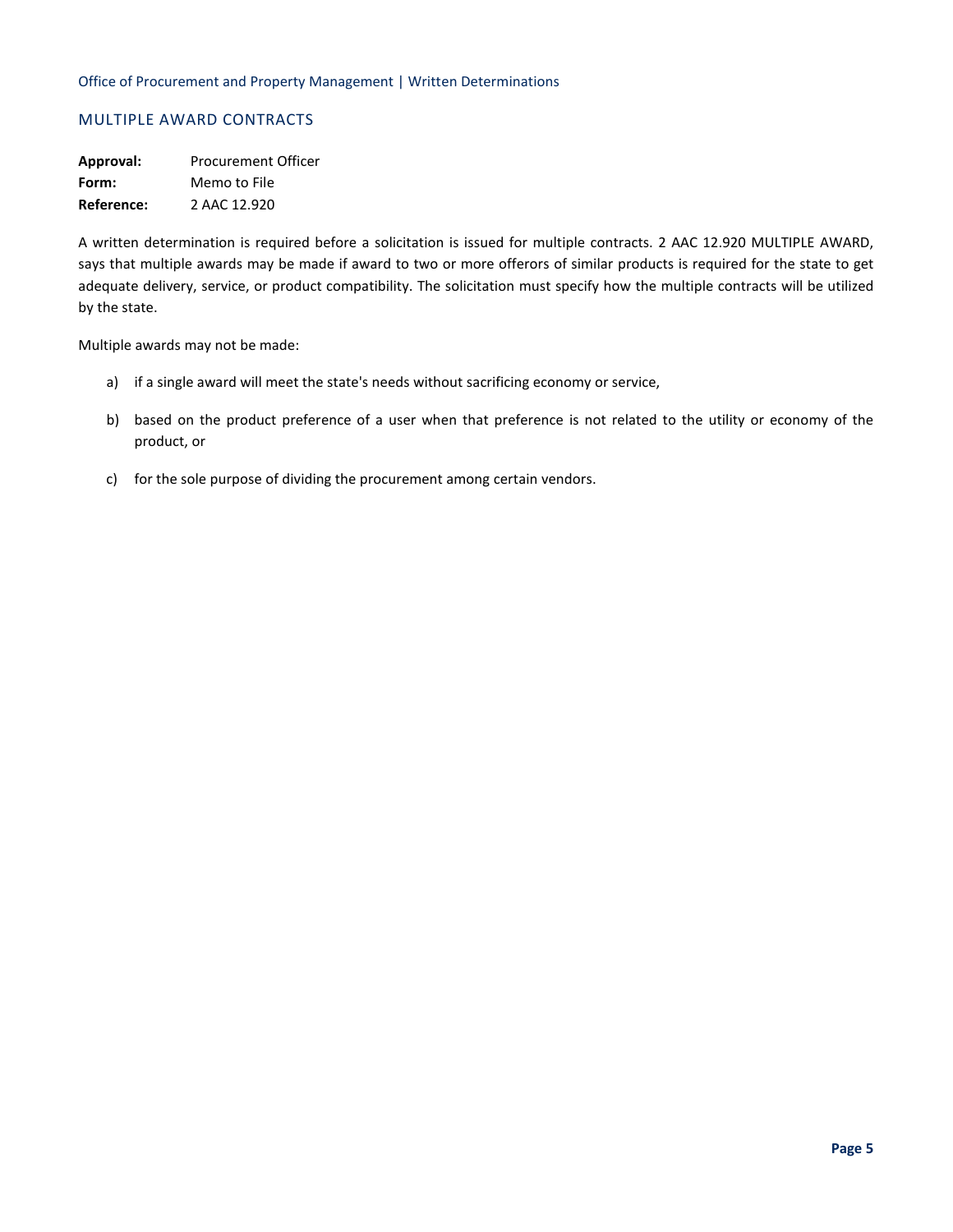## MULTIPLE AWARD CONTRACTS

**Approval:** Procurement Officer
**Form:** Memo to File
**Reference:** 2 AAC 12.920

A written determination is required before a solicitation is issued for multiple contracts. 2 AAC 12.920 MULTIPLE AWARD, says that multiple awards may be made if award to two or more offerors of similar products is required for the state to get adequate delivery, service, or product compatibility. The solicitation must specify how the multiple contracts will be utilized by the state.

Multiple awards may not be made:

a) if a single award will meet the state's needs without sacrificing economy or service,

b) based on the product preference of a user when that preference is not related to the utility or economy of the product, or

c) for the sole purpose of dividing the procurement among certain vendors.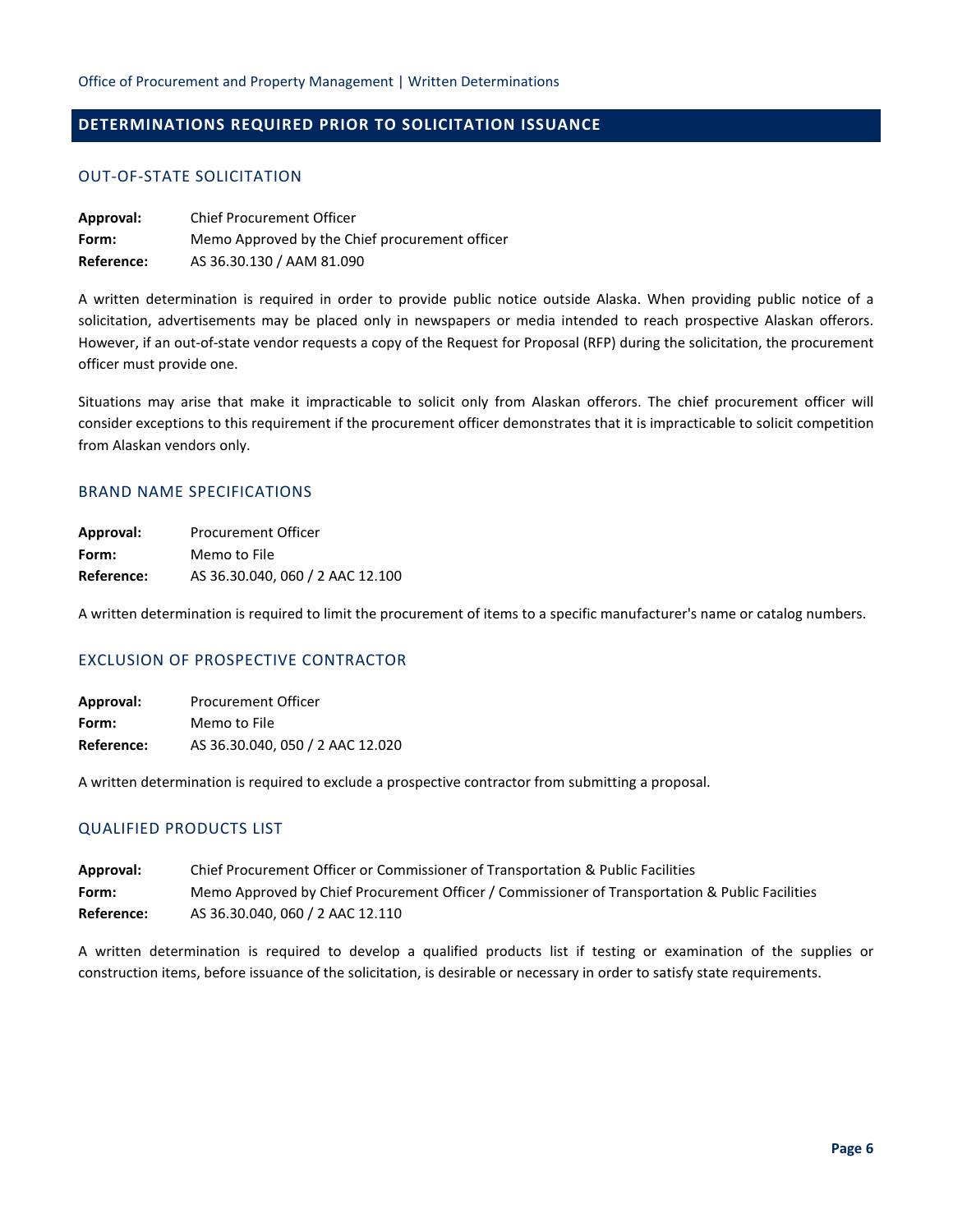## DETERMINATIONS REQUIRED PRIOR TO SOLICITATION ISSUANCE

### OUT-OF-STATE SOLICITATION

**Approval:** Chief Procurement Officer
**Form:** Memo Approved by the Chief procurement officer
**Reference:** AS 36.30.130 / AAM 81.090

A written determination is required in order to provide public notice outside Alaska. When providing public notice of a solicitation, advertisements may be placed only in newspapers or media intended to reach prospective Alaskan offerors. However, if an out-of-state vendor requests a copy of the Request for Proposal (RFP) during the solicitation, the procurement officer must provide one.

Situations may arise that make it impracticable to solicit only from Alaskan offerors. The chief procurement officer will consider exceptions to this requirement if the procurement officer demonstrates that it is impracticable to solicit competition from Alaskan vendors only.

### BRAND NAME SPECIFICATIONS

**Approval:** Procurement Officer
**Form:** Memo to File
**Reference:** AS 36.30.040, 060 / 2 AAC 12.100

A written determination is required to limit the procurement of items to a specific manufacturer's name or catalog numbers.

### EXCLUSION OF PROSPECTIVE CONTRACTOR

**Approval:** Procurement Officer
**Form:** Memo to File
**Reference:** AS 36.30.040, 050 / 2 AAC 12.020

A written determination is required to exclude a prospective contractor from submitting a proposal.

### QUALIFIED PRODUCTS LIST

**Approval:** Chief Procurement Officer or Commissioner of Transportation & Public Facilities
**Form:** Memo Approved by Chief Procurement Officer / Commissioner of Transportation & Public Facilities
**Reference:** AS 36.30.040, 060 / 2 AAC 12.110

A written determination is required to develop a qualified products list if testing or examination of the supplies or construction items, before issuance of the solicitation, is desirable or necessary in order to satisfy state requirements.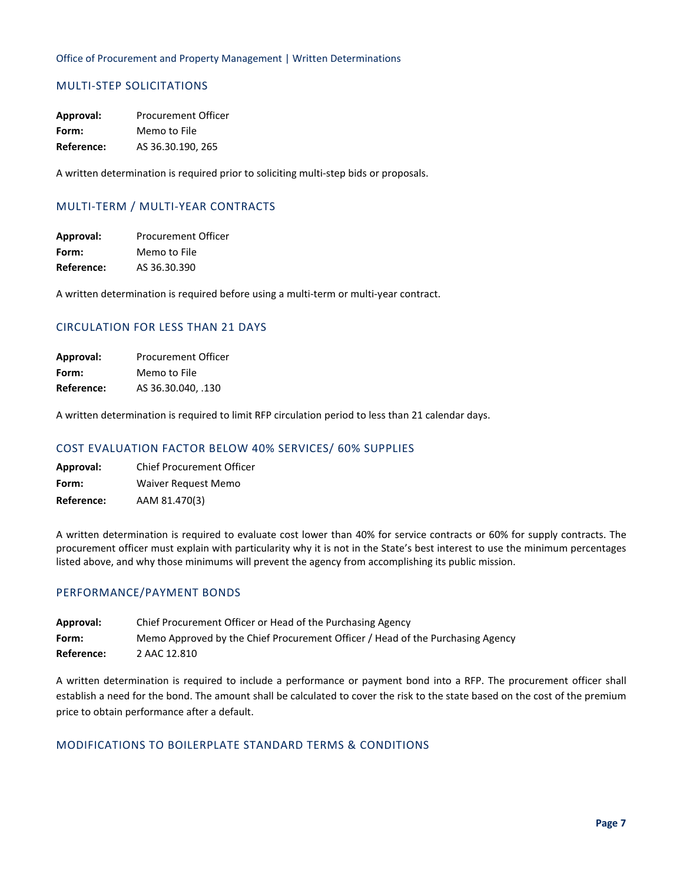## MULTI-STEP SOLICITATIONS

**Approval:** Procurement Officer
**Form:** Memo to File
**Reference:** AS 36.30.190, 265

A written determination is required prior to soliciting multi-step bids or proposals.

## MULTI-TERM / MULTI-YEAR CONTRACTS

**Approval:** Procurement Officer
**Form:** Memo to File
**Reference:** AS 36.30.390

A written determination is required before using a multi-term or multi-year contract.

## CIRCULATION FOR LESS THAN 21 DAYS

**Approval:** Procurement Officer
**Form:** Memo to File
**Reference:** AS 36.30.040, .130

A written determination is required to limit RFP circulation period to less than 21 calendar days.

## COST EVALUATION FACTOR BELOW 40% SERVICES/ 60% SUPPLIES

**Approval:** Chief Procurement Officer
**Form:** Waiver Request Memo
**Reference:** AAM 81.470(3)

A written determination is required to evaluate cost lower than 40% for service contracts or 60% for supply contracts. The procurement officer must explain with particularity why it is not in the State's best interest to use the minimum percentages listed above, and why those minimums will prevent the agency from accomplishing its public mission.

## PERFORMANCE/PAYMENT BONDS

**Approval:** Chief Procurement Officer or Head of the Purchasing Agency
**Form:** Memo Approved by the Chief Procurement Officer / Head of the Purchasing Agency
**Reference:** 2 AAC 12.810

A written determination is required to include a performance or payment bond into a RFP. The procurement officer shall establish a need for the bond. The amount shall be calculated to cover the risk to the state based on the cost of the premium price to obtain performance after a default.

## MODIFICATIONS TO BOILERPLATE STANDARD TERMS & CONDITIONS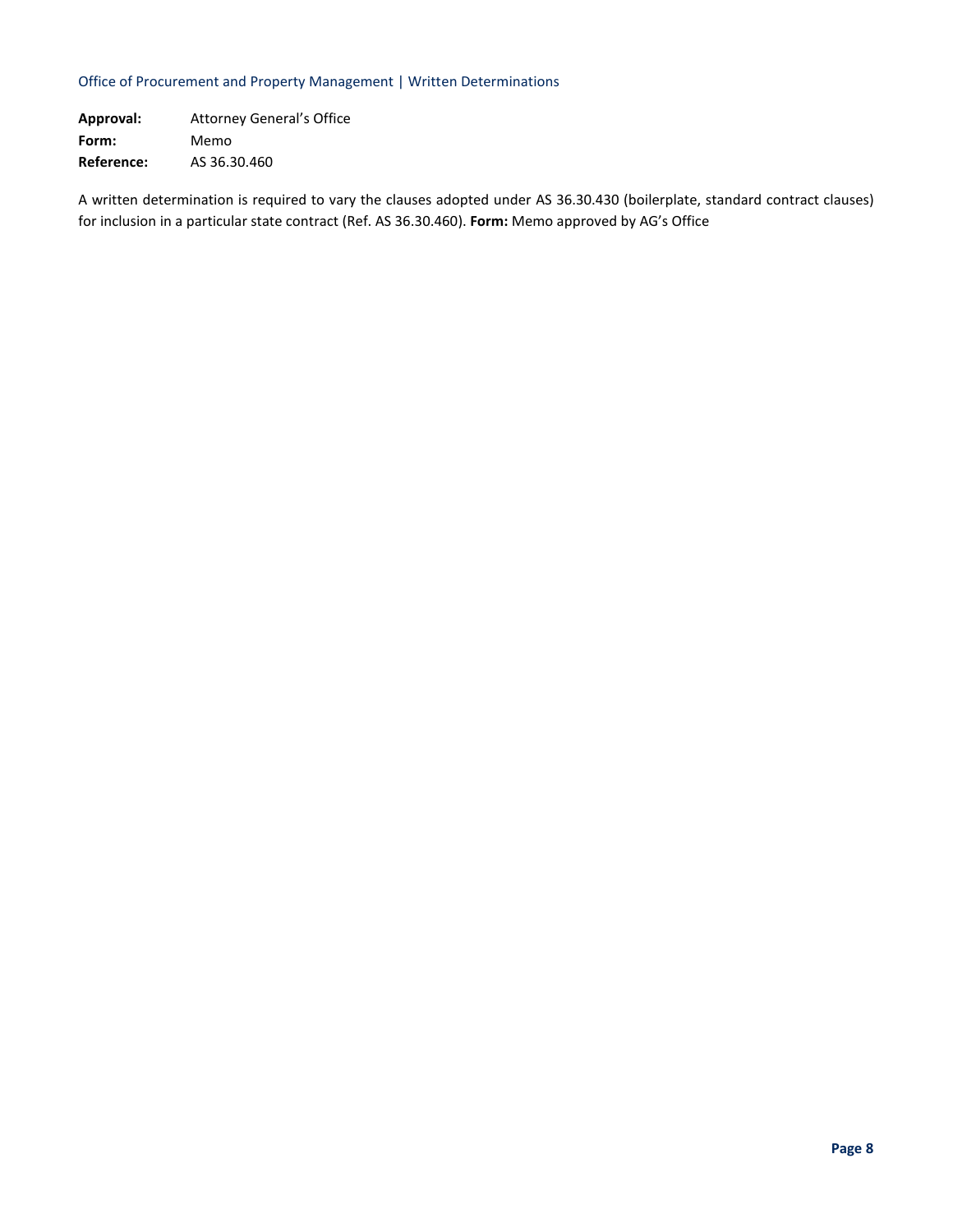**Approval:** Attorney General's Office
**Form:** Memo
**Reference:** AS 36.30.460

A written determination is required to vary the clauses adopted under AS 36.30.430 (boilerplate, standard contract clauses) for inclusion in a particular state contract (Ref. AS 36.30.460). **Form:** Memo approved by AG's Office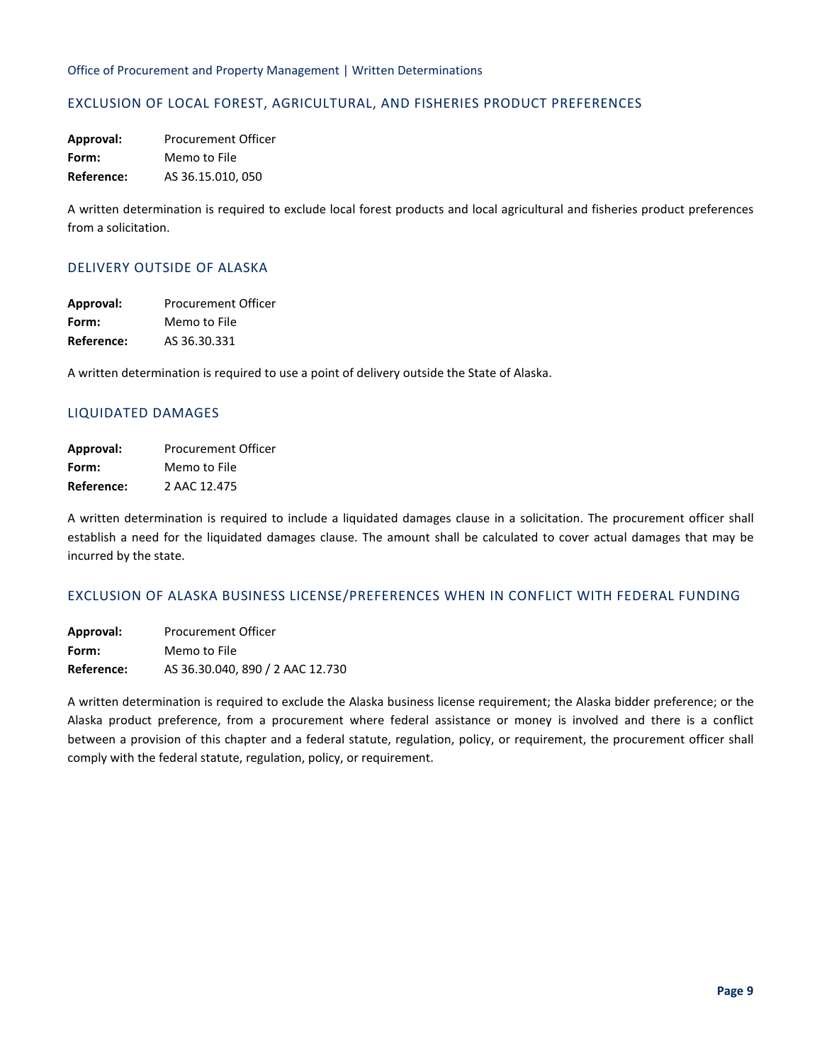## EXCLUSION OF LOCAL FOREST, AGRICULTURAL, AND FISHERIES PRODUCT PREFERENCES

**Approval:** Procurement Officer
**Form:** Memo to File
**Reference:** AS 36.15.010, 050

A written determination is required to exclude local forest products and local agricultural and fisheries product preferences from a solicitation.

## DELIVERY OUTSIDE OF ALASKA

**Approval:** Procurement Officer
**Form:** Memo to File
**Reference:** AS 36.30.331

A written determination is required to use a point of delivery outside the State of Alaska.

## LIQUIDATED DAMAGES

**Approval:** Procurement Officer
**Form:** Memo to File
**Reference:** 2 AAC 12.475

A written determination is required to include a liquidated damages clause in a solicitation. The procurement officer shall establish a need for the liquidated damages clause. The amount shall be calculated to cover actual damages that may be incurred by the state.

## EXCLUSION OF ALASKA BUSINESS LICENSE/PREFERENCES WHEN IN CONFLICT WITH FEDERAL FUNDING

**Approval:** Procurement Officer
**Form:** Memo to File
**Reference:** AS 36.30.040, 890 / 2 AAC 12.730

A written determination is required to exclude the Alaska business license requirement; the Alaska bidder preference; or the Alaska product preference, from a procurement where federal assistance or money is involved and there is a conflict between a provision of this chapter and a federal statute, regulation, policy, or requirement, the procurement officer shall comply with the federal statute, regulation, policy, or requirement.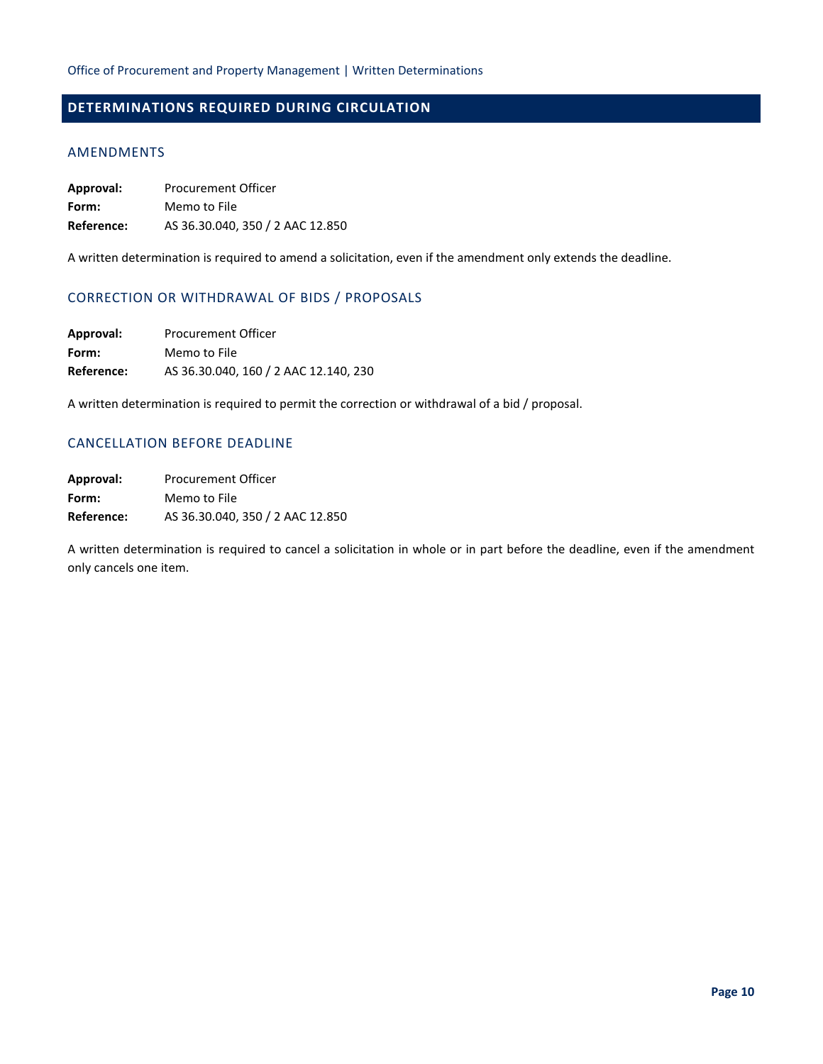## DETERMINATIONS REQUIRED DURING CIRCULATION

### AMENDMENTS

**Approval:** Procurement Officer
**Form:** Memo to File
**Reference:** AS 36.30.040, 350 / 2 AAC 12.850

A written determination is required to amend a solicitation, even if the amendment only extends the deadline.

### CORRECTION OR WITHDRAWAL OF BIDS / PROPOSALS

**Approval:** Procurement Officer
**Form:** Memo to File
**Reference:** AS 36.30.040, 160 / 2 AAC 12.140, 230

A written determination is required to permit the correction or withdrawal of a bid / proposal.

### CANCELLATION BEFORE DEADLINE

**Approval:** Procurement Officer
**Form:** Memo to File
**Reference:** AS 36.30.040, 350 / 2 AAC 12.850

A written determination is required to cancel a solicitation in whole or in part before the deadline, even if the amendment only cancels one item.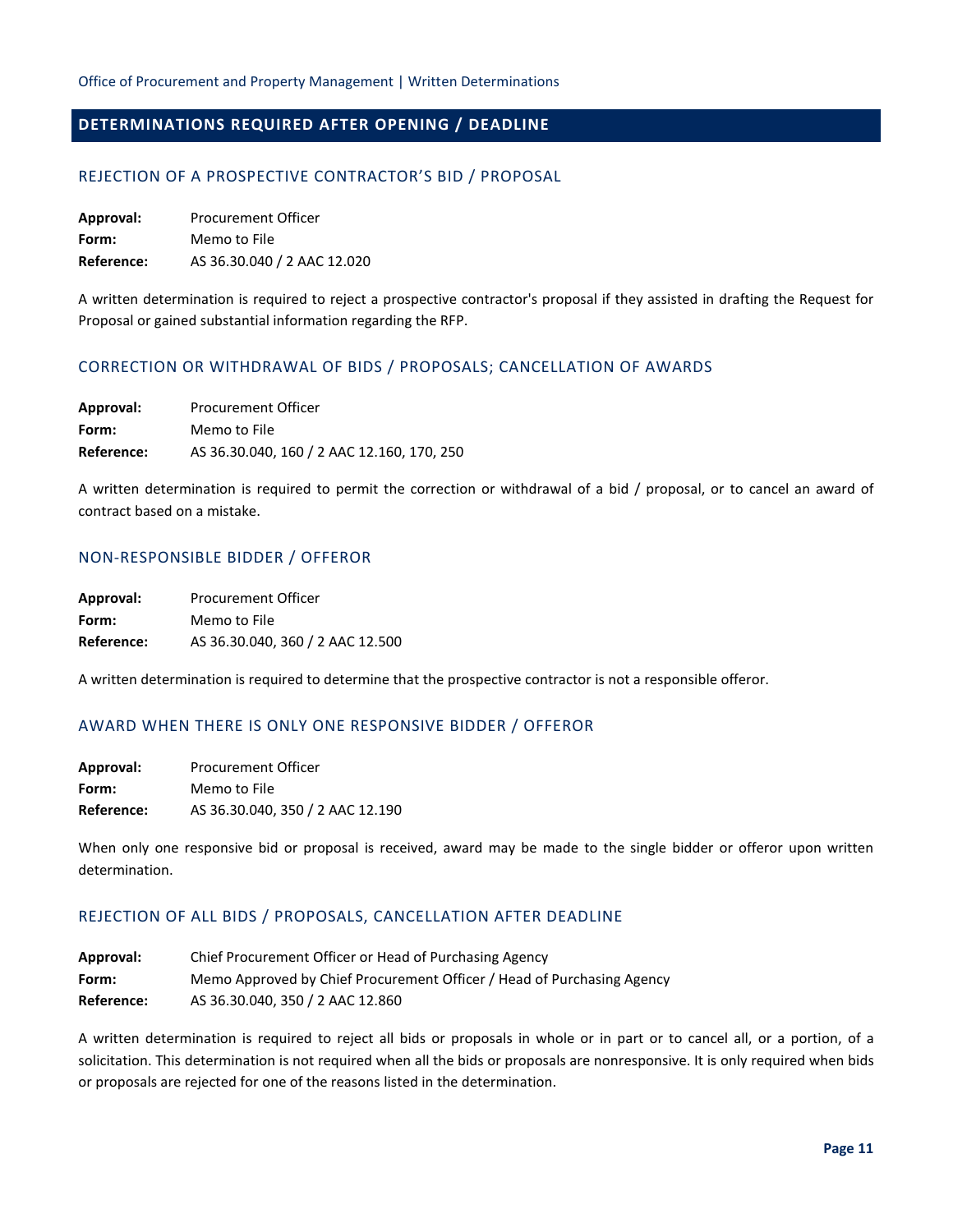## DETERMINATIONS REQUIRED AFTER OPENING / DEADLINE

### REJECTION OF A PROSPECTIVE CONTRACTOR'S BID / PROPOSAL

**Approval:** Procurement Officer
**Form:** Memo to File
**Reference:** AS 36.30.040 / 2 AAC 12.020

A written determination is required to reject a prospective contractor's proposal if they assisted in drafting the Request for Proposal or gained substantial information regarding the RFP.

### CORRECTION OR WITHDRAWAL OF BIDS / PROPOSALS; CANCELLATION OF AWARDS

**Approval:** Procurement Officer
**Form:** Memo to File
**Reference:** AS 36.30.040, 160 / 2 AAC 12.160, 170, 250

A written determination is required to permit the correction or withdrawal of a bid / proposal, or to cancel an award of contract based on a mistake.

### NON-RESPONSIBLE BIDDER / OFFEROR

**Approval:** Procurement Officer
**Form:** Memo to File
**Reference:** AS 36.30.040, 360 / 2 AAC 12.500

A written determination is required to determine that the prospective contractor is not a responsible offeror.

### AWARD WHEN THERE IS ONLY ONE RESPONSIVE BIDDER / OFFEROR

**Approval:** Procurement Officer
**Form:** Memo to File
**Reference:** AS 36.30.040, 350 / 2 AAC 12.190

When only one responsive bid or proposal is received, award may be made to the single bidder or offeror upon written determination.

### REJECTION OF ALL BIDS / PROPOSALS, CANCELLATION AFTER DEADLINE

**Approval:** Chief Procurement Officer or Head of Purchasing Agency
**Form:** Memo Approved by Chief Procurement Officer / Head of Purchasing Agency
**Reference:** AS 36.30.040, 350 / 2 AAC 12.860

A written determination is required to reject all bids or proposals in whole or in part or to cancel all, or a portion, of a solicitation. This determination is not required when all the bids or proposals are nonresponsive. It is only required when bids or proposals are rejected for one of the reasons listed in the determination.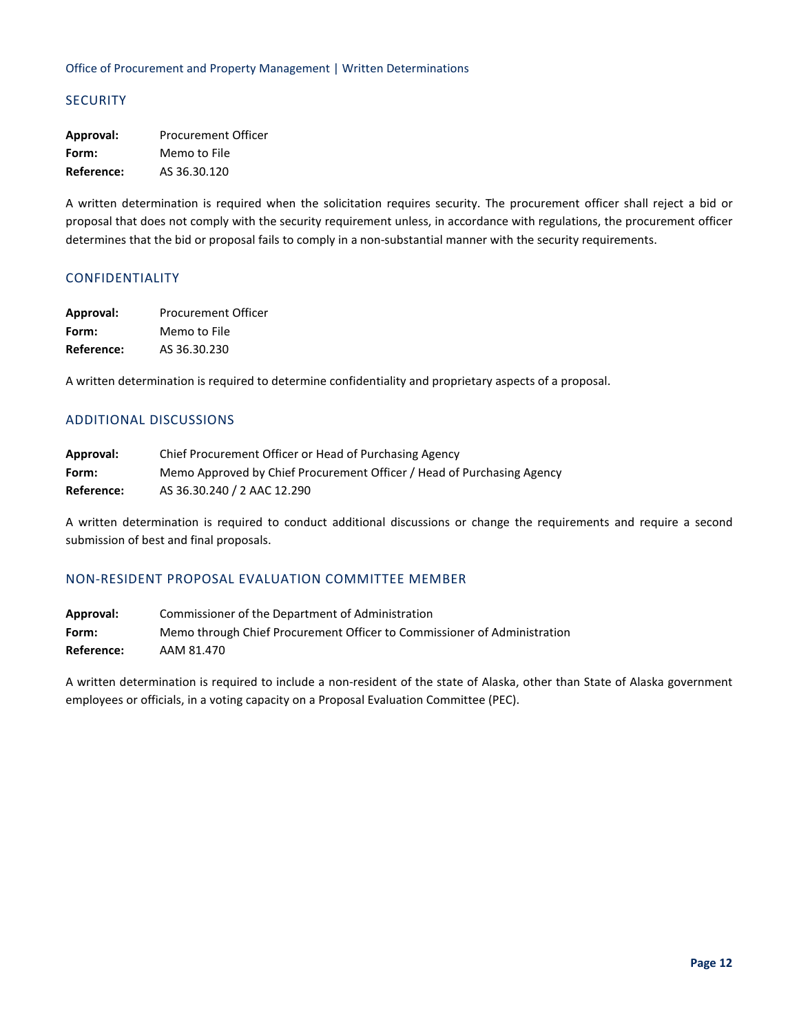## SECURITY

**Approval:** Procurement Officer
**Form:** Memo to File
**Reference:** AS 36.30.120

A written determination is required when the solicitation requires security. The procurement officer shall reject a bid or proposal that does not comply with the security requirement unless, in accordance with regulations, the procurement officer determines that the bid or proposal fails to comply in a non-substantial manner with the security requirements.

## CONFIDENTIALITY

**Approval:** Procurement Officer
**Form:** Memo to File
**Reference:** AS 36.30.230

A written determination is required to determine confidentiality and proprietary aspects of a proposal.

## ADDITIONAL DISCUSSIONS

**Approval:** Chief Procurement Officer or Head of Purchasing Agency
**Form:** Memo Approved by Chief Procurement Officer / Head of Purchasing Agency
**Reference:** AS 36.30.240 / 2 AAC 12.290

A written determination is required to conduct additional discussions or change the requirements and require a second submission of best and final proposals.

## NON-RESIDENT PROPOSAL EVALUATION COMMITTEE MEMBER

**Approval:** Commissioner of the Department of Administration
**Form:** Memo through Chief Procurement Officer to Commissioner of Administration
**Reference:** AAM 81.470

A written determination is required to include a non-resident of the state of Alaska, other than State of Alaska government employees or officials, in a voting capacity on a Proposal Evaluation Committee (PEC).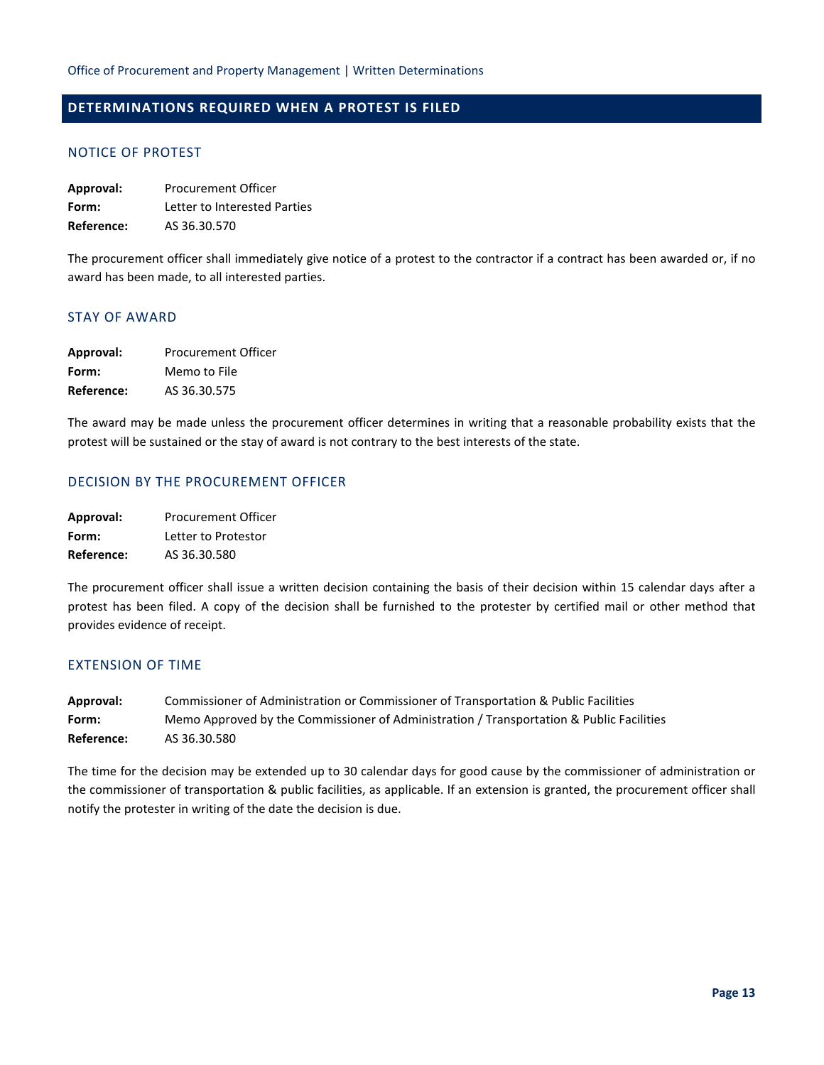## DETERMINATIONS REQUIRED WHEN A PROTEST IS FILED

### NOTICE OF PROTEST

**Approval:** Procurement Officer
**Form:** Letter to Interested Parties
**Reference:** AS 36.30.570

The procurement officer shall immediately give notice of a protest to the contractor if a contract has been awarded or, if no award has been made, to all interested parties.

### STAY OF AWARD

**Approval:** Procurement Officer
**Form:** Memo to File
**Reference:** AS 36.30.575

The award may be made unless the procurement officer determines in writing that a reasonable probability exists that the protest will be sustained or the stay of award is not contrary to the best interests of the state.

### DECISION BY THE PROCUREMENT OFFICER

**Approval:** Procurement Officer
**Form:** Letter to Protestor
**Reference:** AS 36.30.580

The procurement officer shall issue a written decision containing the basis of their decision within 15 calendar days after a protest has been filed. A copy of the decision shall be furnished to the protester by certified mail or other method that provides evidence of receipt.

### EXTENSION OF TIME

**Approval:** Commissioner of Administration or Commissioner of Transportation & Public Facilities
**Form:** Memo Approved by the Commissioner of Administration / Transportation & Public Facilities
**Reference:** AS 36.30.580

The time for the decision may be extended up to 30 calendar days for good cause by the commissioner of administration or the commissioner of transportation & public facilities, as applicable. If an extension is granted, the procurement officer shall notify the protester in writing of the date the decision is due.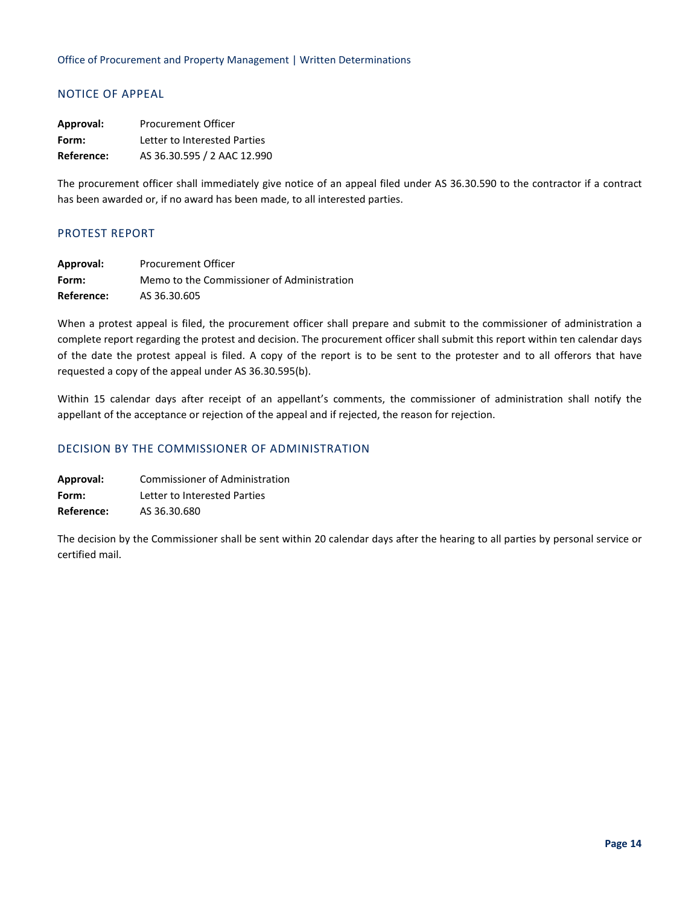## NOTICE OF APPEAL

**Approval:** Procurement Officer
**Form:** Letter to Interested Parties
**Reference:** AS 36.30.595 / 2 AAC 12.990

The procurement officer shall immediately give notice of an appeal filed under AS 36.30.590 to the contractor if a contract has been awarded or, if no award has been made, to all interested parties.

## PROTEST REPORT

**Approval:** Procurement Officer
**Form:** Memo to the Commissioner of Administration
**Reference:** AS 36.30.605

When a protest appeal is filed, the procurement officer shall prepare and submit to the commissioner of administration a complete report regarding the protest and decision. The procurement officer shall submit this report within ten calendar days of the date the protest appeal is filed. A copy of the report is to be sent to the protester and to all offerors that have requested a copy of the appeal under AS 36.30.595(b).

Within 15 calendar days after receipt of an appellant's comments, the commissioner of administration shall notify the appellant of the acceptance or rejection of the appeal and if rejected, the reason for rejection.

## DECISION BY THE COMMISSIONER OF ADMINISTRATION

**Approval:** Commissioner of Administration
**Form:** Letter to Interested Parties
**Reference:** AS 36.30.680

The decision by the Commissioner shall be sent within 20 calendar days after the hearing to all parties by personal service or certified mail.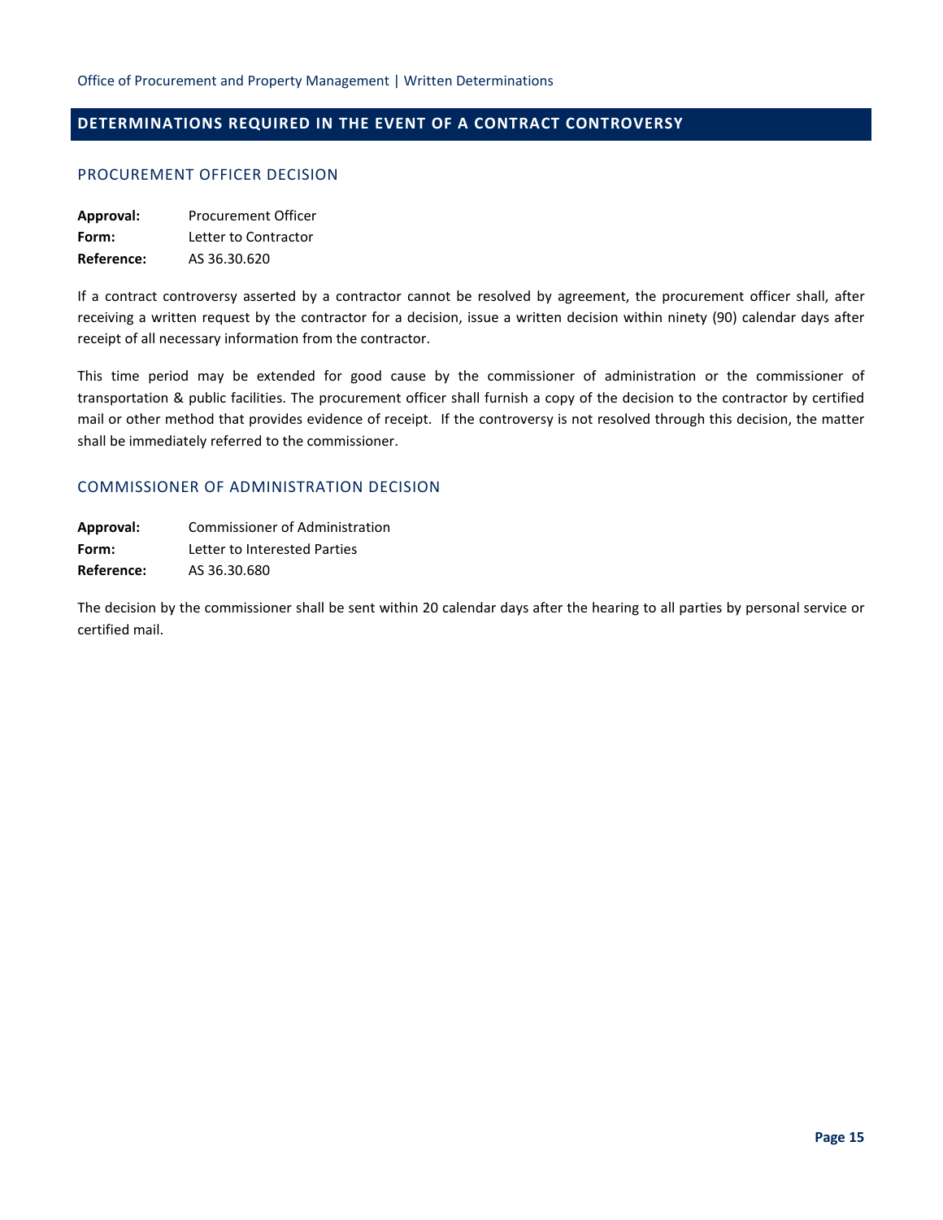## DETERMINATIONS REQUIRED IN THE EVENT OF A CONTRACT CONTROVERSY

### PROCUREMENT OFFICER DECISION

**Approval:** Procurement Officer
**Form:** Letter to Contractor
**Reference:** AS 36.30.620

If a contract controversy asserted by a contractor cannot be resolved by agreement, the procurement officer shall, after receiving a written request by the contractor for a decision, issue a written decision within ninety (90) calendar days after receipt of all necessary information from the contractor.

This time period may be extended for good cause by the commissioner of administration or the commissioner of transportation & public facilities. The procurement officer shall furnish a copy of the decision to the contractor by certified mail or other method that provides evidence of receipt. If the controversy is not resolved through this decision, the matter shall be immediately referred to the commissioner.

### COMMISSIONER OF ADMINISTRATION DECISION

**Approval:** Commissioner of Administration
**Form:** Letter to Interested Parties
**Reference:** AS 36.30.680

The decision by the commissioner shall be sent within 20 calendar days after the hearing to all parties by personal service or certified mail.